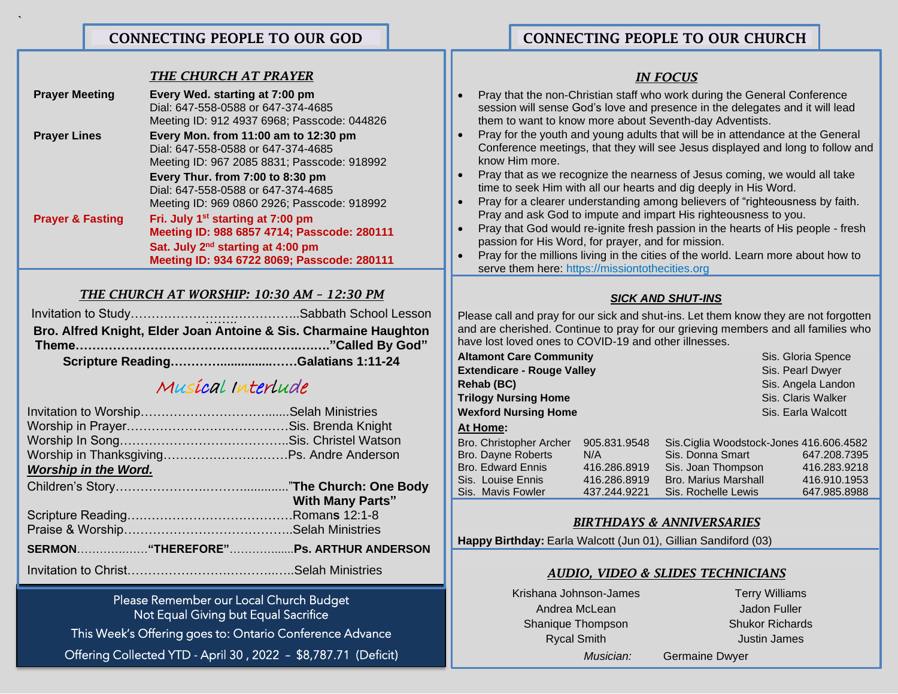# CONNECTING PEOPLE TO OUR GOD

## *THE CHURCH AT PRAYER*

**Prayer Meeting** — **Every Wed. starting at 7:00 pm**
Dial: 647-558-0588 or 647-374-4685
Meeting ID: 912 4937 6968; Passcode: 044826

**Prayer Lines** — **Every Mon. from 11:00 am to 12:30 pm**
Dial: 647-558-0588 or 647-374-4685
Meeting ID: 967 2085 8831; Passcode: 918992

**Every Thur. from 7:00 to 8:30 pm**
Dial: 647-558-0588 or 647-374-4685
Meeting ID: 969 0860 2926; Passcode: 918992

**Prayer & Fasting** — **Fri. July 1st starting at 7:00 pm**
**Meeting ID: 988 6857 4714; Passcode: 280111**
**Sat. July 2nd starting at 4:00 pm**
**Meeting ID: 934 6722 8069; Passcode: 280111**

## *THE CHURCH AT WORSHIP: 10:30 AM – 12:30 PM*

Invitation to Study……………………………………..Sabbath School Lesson

**Bro. Alfred Knight, Elder Joan Antoine & Sis. Charmaine Haughton**

**Theme……………………………………………………."Called By God"**

**Scripture Reading………………………….Galatians 1:11-24**

*Musical Interlude*

Invitation to Worship……………………………......Selah Ministries
Worship in Prayer…………………………………Sis. Brenda Knight
Worship In Song……………………………………..Sis. Christel Watson
Worship in Thanksgiving…………………………Ps. Andre Anderson

***Worship in the Word.***

Children's Story………………………………….........**"The Church: One Body With Many Parts"**
Scripture Reading…………………………………Romans 12:1-8
Praise & Worship……………………………………Selah Ministries

**SERMON……………….."THEREFORE"……………..Ps. ARTHUR ANDERSON**

Invitation to Christ…………………………………...Selah Ministries

Please Remember our Local Church Budget
Not Equal Giving but Equal Sacrifice
This Week's Offering goes to: Ontario Conference Advance
Offering Collected YTD - April 30 , 2022 – $8,787.71 (Deficit)

# CONNECTING PEOPLE TO OUR CHURCH

## *IN FOCUS*

- Pray that the non-Christian staff who work during the General Conference session will sense God's love and presence in the delegates and it will lead them to want to know more about Seventh-day Adventists.
- Pray for the youth and young adults that will be in attendance at the General Conference meetings, that they will see Jesus displayed and long to follow and know Him more.
- Pray that as we recognize the nearness of Jesus coming, we would all take time to seek Him with all our hearts and dig deeply in His Word.
- Pray for a clearer understanding among believers of "righteousness by faith. Pray and ask God to impute and impart His righteousness to you.
- Pray that God would re-ignite fresh passion in the hearts of His people - fresh passion for His Word, for prayer, and for mission.
- Pray for the millions living in the cities of the world. Learn more about how to serve them here: https://missiontothecities.org

## *SICK AND SHUT-INS*

Please call and pray for our sick and shut-ins. Let them know they are not forgotten and are cherished. Continue to pray for our grieving members and all families who have lost loved ones to COVID-19 and other illnesses.

| | |
|---|---|
| **Altamont Care Community** | Sis. Gloria Spence |
| **Extendicare - Rouge Valley** | Sis. Pearl Dwyer |
| **Rehab (BC)** | Sis. Angela Landon |
| **Trilogy Nursing Home** | Sis. Claris Walker |
| **Wexford Nursing Home** | Sis. Earla Walcott |

**At Home:**

| | | | |
|---|---|---|---|
| Bro. Christopher Archer | 905.831.9548 | Sis.Ciglia Woodstock-Jones | 416.606.4582 |
| Bro. Dayne Roberts | N/A | Sis. Donna Smart | 647.208.7395 |
| Bro. Edward Ennis | 416.286.8919 | Sis. Joan Thompson | 416.283.9218 |
| Sis. Louise Ennis | 416.286.8919 | Bro. Marius Marshall | 416.910.1953 |
| Sis. Mavis Fowler | 437.244.9221 | Sis. Rochelle Lewis | 647.985.8988 |

## *BIRTHDAYS & ANNIVERSARIES*

**Happy Birthday:** Earla Walcott (Jun 01), Gillian Sandiford (03)

## *AUDIO, VIDEO & SLIDES TECHNICIANS*

| | |
|---|---|
| Krishana Johnson-James | Terry Williams |
| Andrea McLean | Jadon Fuller |
| Shanique Thompson | Shukor Richards |
| Rycal Smith | Justin James |

*Musician:* Germaine Dwyer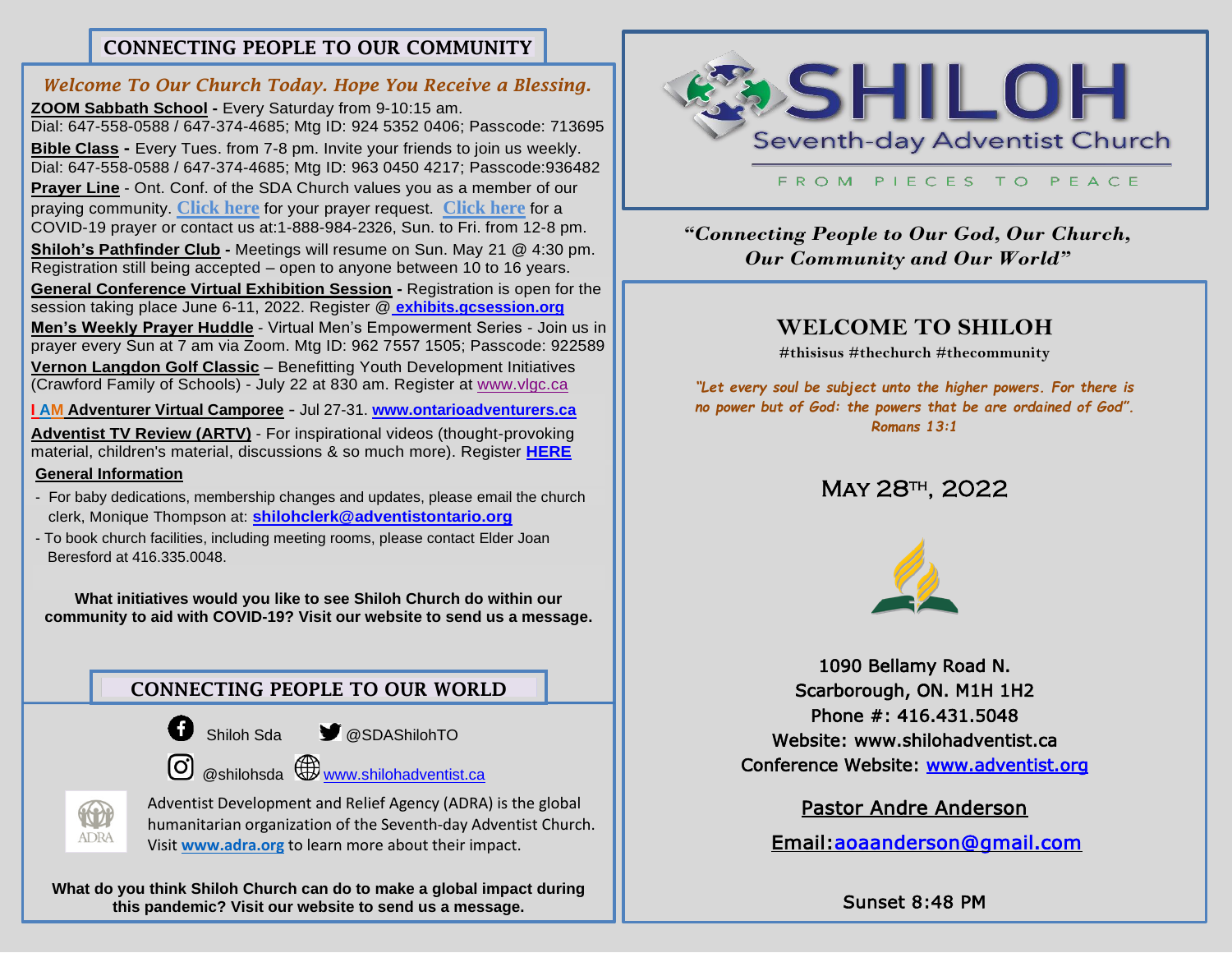## CONNECTING PEOPLE TO OUR COMMUNITY

*Welcome To Our Church Today. Hope You Receive a Blessing.*

**ZOOM Sabbath School -** Every Saturday from 9-10:15 am.
Dial: 647-558-0588 / 647-374-4685; Mtg ID: 924 5352 0406; Passcode: 713695

**Bible Class -** Every Tues. from 7-8 pm. Invite your friends to join us weekly.
Dial: 647-558-0588 / 647-374-4685; Mtg ID: 963 0450 4217; Passcode:936482

**Prayer Line** - Ont. Conf. of the SDA Church values you as a member of our praying community. Click here for your prayer request. Click here for a COVID-19 prayer or contact us at:1-888-984-2326, Sun. to Fri. from 12-8 pm.

**Shiloh's Pathfinder Club -** Meetings will resume on Sun. May 21 @ 4:30 pm. Registration still being accepted – open to anyone between 10 to 16 years.

**General Conference Virtual Exhibition Session -** Registration is open for the session taking place June 6-11, 2022. Register @ exhibits.gcsession.org

**Men's Weekly Prayer Huddle** - Virtual Men's Empowerment Series - Join us in prayer every Sun at 7 am via Zoom. Mtg ID: 962 7557 1505; Passcode: 922589

**Vernon Langdon Golf Classic** – Benefitting Youth Development Initiatives (Crawford Family of Schools) - July 22 at 830 am. Register at www.vlgc.ca

**I AM Adventurer Virtual Camporee** - Jul 27-31. www.ontarioadventurers.ca

**Adventist TV Review (ARTV)** - For inspirational videos (thought-provoking material, children's material, discussions & so much more). Register HERE

**General Information**

- For baby dedications, membership changes and updates, please email the church clerk, Monique Thompson at: shilohclerk@adventistontario.org
- To book church facilities, including meeting rooms, please contact Elder Joan Beresford at 416.335.0048.

**What initiatives would you like to see Shiloh Church do within our community to aid with COVID-19? Visit our website to send us a message.**

## CONNECTING PEOPLE TO OUR WORLD

Shiloh Sda @SDAShilohTO

@shilohsda www.shilohadventist.ca

Adventist Development and Relief Agency (ADRA) is the global humanitarian organization of the Seventh-day Adventist Church. Visit **www.adra.org** to learn more about their impact.

**What do you think Shiloh Church can do to make a global impact during this pandemic? Visit our website to send us a message.**

# SHILOH
Seventh-day Adventist Church

FROM PIECES TO PEACE

*"Connecting People to Our God, Our Church, Our Community and Our World"*

## WELCOME TO SHILOH

#thisisus #thechurch #thecommunity

*"Let every soul be subject unto the higher powers. For there is no power but of God: the powers that be are ordained of God". Romans 13:1*

MAY 28TH, 2022

1090 Bellamy Road N.
Scarborough, ON. M1H 1H2
Phone #: 416.431.5048
Website: www.shilohadventist.ca
Conference Website: www.adventist.org

Pastor Andre Anderson

Email:aoaanderson@gmail.com

Sunset 8:48 PM